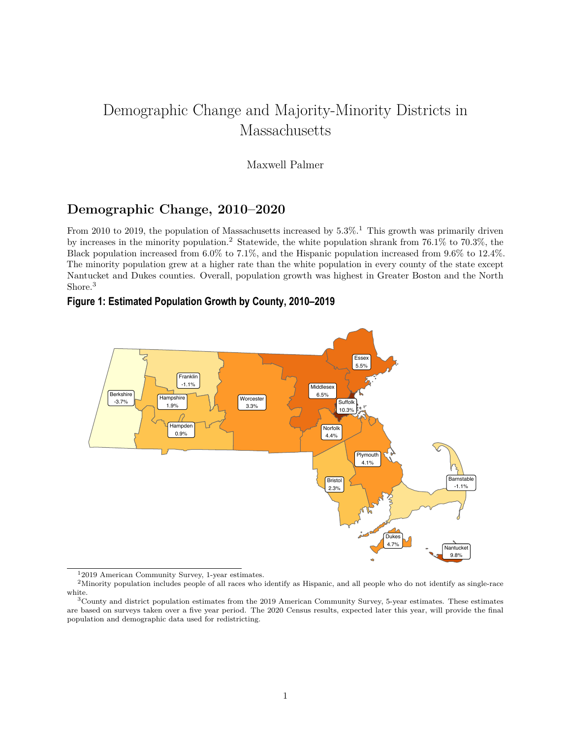# Demographic Change and Majority-Minority Districts in Massachusetts

Maxwell Palmer

## Demographic Change, 2010–2020

From 2010 to 2019, the population of Massachusetts increased by 5.3%.[1] This growth was primarily driven by increases in the minority population.[2] Statewide, the white population shrank from 76.1% to 70.3%, the Black population increased from 6.0% to 7.1%, and the Hispanic population increased from 9.6% to 12.4%. The minority population grew at a higher rate than the white population in every county of the state except Nantucket and Dukes counties. Overall, population growth was highest in Greater Boston and the North Shore.[3]

**Figure 1: Estimated Population Growth by County, 2010–2019**

Berkshire -3.7%, Franklin -1.1%, Hampshire 1.9%, Hampden 0.9%, Worcester 3.3%, Middlesex 6.5%, Essex 5.5%, Suffolk 10.3%, Norfolk 4.4%, Plymouth 4.1%, Bristol 2.3%, Barnstable -1.1%, Dukes 4.7%, Nantucket 9.8%

---

[1] 2019 American Community Survey, 1-year estimates.

[2] Minority population includes people of all races who identify as Hispanic, and all people who do not identify as single-race white.

[3] County and district population estimates from the 2019 American Community Survey, 5-year estimates. These estimates are based on surveys taken over a five year period. The 2020 Census results, expected later this year, will provide the final population and demographic data used for redistricting.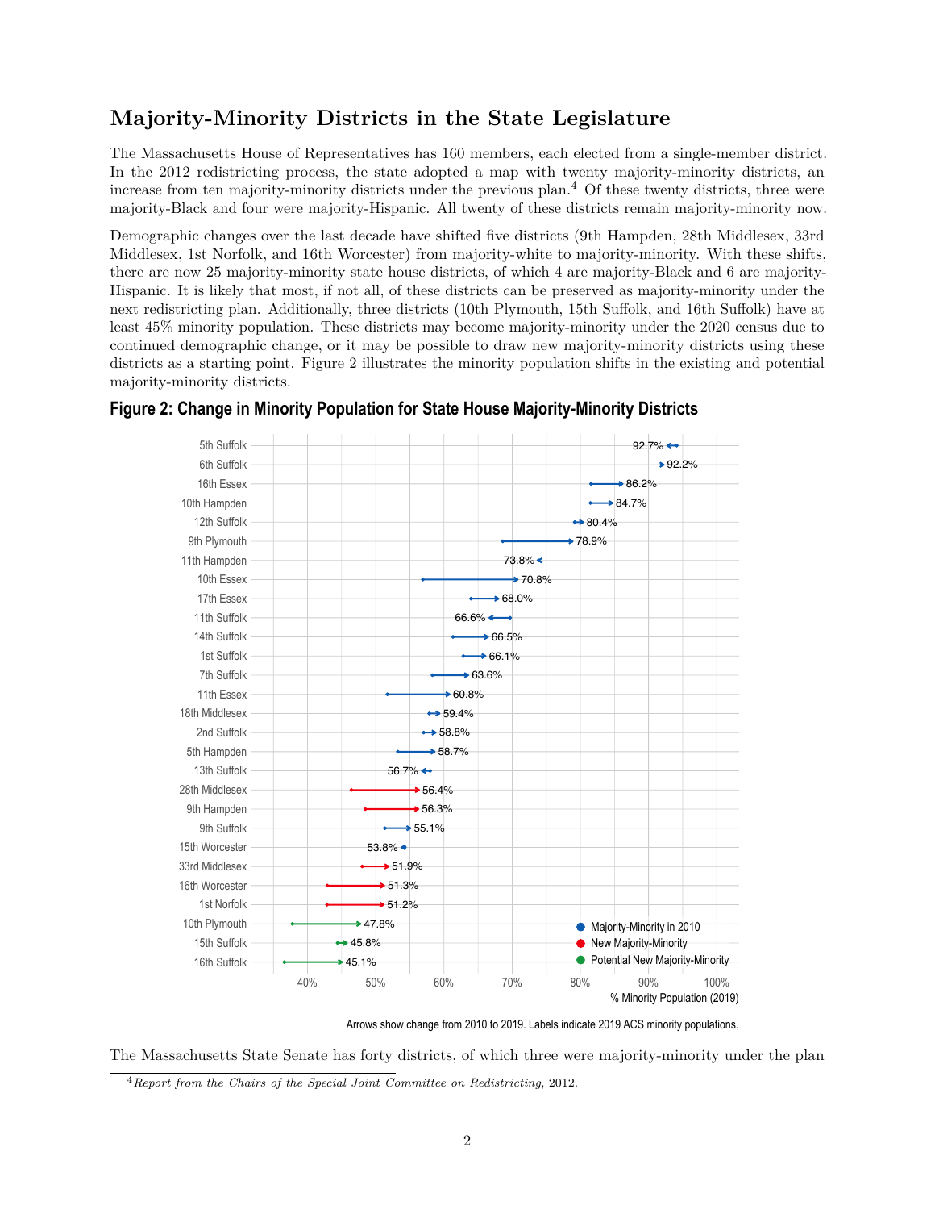## Majority-Minority Districts in the State Legislature

The Massachusetts House of Representatives has 160 members, each elected from a single-member district. In the 2012 redistricting process, the state adopted a map with twenty majority-minority districts, an increase from ten majority-minority districts under the previous plan.[4] Of these twenty districts, three were majority-Black and four were majority-Hispanic. All twenty of these districts remain majority-minority now.

Demographic changes over the last decade have shifted five districts (9th Hampden, 28th Middlesex, 33rd Middlesex, 1st Norfolk, and 16th Worcester) from majority-white to majority-minority. With these shifts, there are now 25 majority-minority state house districts, of which 4 are majority-Black and 6 are majority-Hispanic. It is likely that most, if not all, of these districts can be preserved as majority-minority under the next redistricting plan. Additionally, three districts (10th Plymouth, 15th Suffolk, and 16th Suffolk) have at least 45% minority population. These districts may become majority-minority under the 2020 census due to continued demographic change, or it may be possible to draw new majority-minority districts using these districts as a starting point. Figure 2 illustrates the minority population shifts in the existing and potential majority-minority districts.

**Figure 2: Change in Minority Population for State House Majority-Minority Districts**

| District | % Minority Population (2019) | Category |
|---|---|---|
| 5th Suffolk | 92.7% | Majority-Minority in 2010 |
| 6th Suffolk | 92.2% | Majority-Minority in 2010 |
| 16th Essex | 86.2% | Majority-Minority in 2010 |
| 10th Hampden | 84.7% | Majority-Minority in 2010 |
| 12th Suffolk | 80.4% | Majority-Minority in 2010 |
| 9th Plymouth | 78.9% | Majority-Minority in 2010 |
| 11th Hampden | 73.8% | Majority-Minority in 2010 |
| 10th Essex | 70.8% | Majority-Minority in 2010 |
| 17th Essex | 68.0% | Majority-Minority in 2010 |
| 11th Suffolk | 66.6% | Majority-Minority in 2010 |
| 14th Suffolk | 66.5% | Majority-Minority in 2010 |
| 1st Suffolk | 66.1% | Majority-Minority in 2010 |
| 7th Suffolk | 63.6% | Majority-Minority in 2010 |
| 11th Essex | 60.8% | Majority-Minority in 2010 |
| 18th Middlesex | 59.4% | Majority-Minority in 2010 |
| 2nd Suffolk | 58.8% | Majority-Minority in 2010 |
| 5th Hampden | 58.7% | Majority-Minority in 2010 |
| 13th Suffolk | 56.7% | Majority-Minority in 2010 |
| 28th Middlesex | 56.4% | New Majority-Minority |
| 9th Hampden | 56.3% | New Majority-Minority |
| 9th Suffolk | 55.1% | Majority-Minority in 2010 |
| 15th Worcester | 53.8% | Majority-Minority in 2010 |
| 33rd Middlesex | 51.9% | New Majority-Minority |
| 16th Worcester | 51.3% | New Majority-Minority |
| 1st Norfolk | 51.2% | New Majority-Minority |
| 10th Plymouth | 47.8% | Potential New Majority-Minority |
| 15th Suffolk | 45.8% | Potential New Majority-Minority |
| 16th Suffolk | 45.1% | Potential New Majority-Minority |

Arrows show change from 2010 to 2019. Labels indicate 2019 ACS minority populations.

The Massachusetts State Senate has forty districts, of which three were majority-minority under the plan

[4] *Report from the Chairs of the Special Joint Committee on Redistricting*, 2012.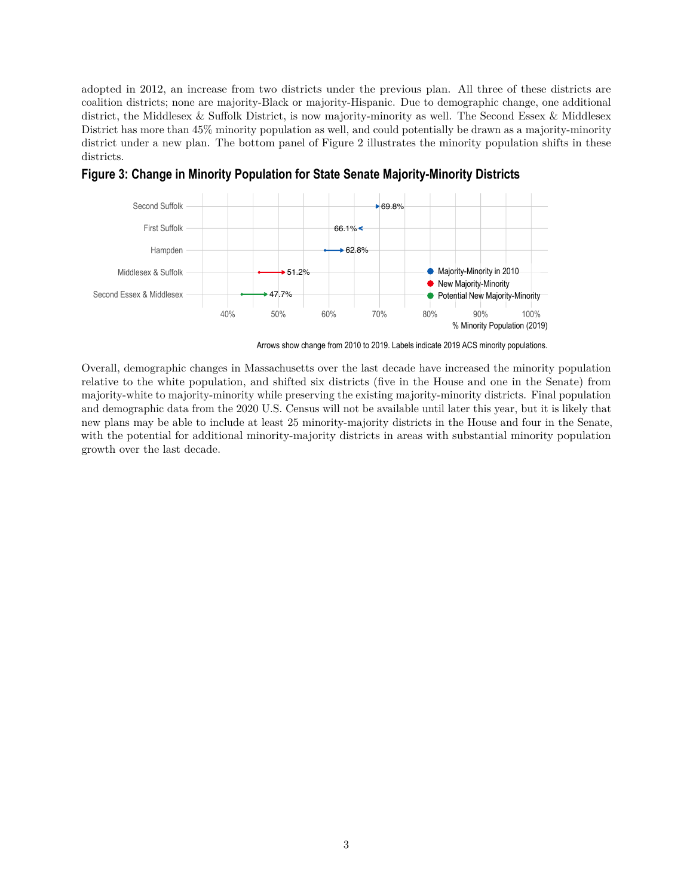adopted in 2012, an increase from two districts under the previous plan. All three of these districts are coalition districts; none are majority-Black or majority-Hispanic. Due to demographic change, one additional district, the Middlesex & Suffolk District, is now majority-minority as well. The Second Essex & Middlesex District has more than 45% minority population as well, and could potentially be drawn as a majority-minority district under a new plan. The bottom panel of Figure 2 illustrates the minority population shifts in these districts.

**Figure 3: Change in Minority Population for State Senate Majority-Minority Districts**

Second Suffolk 69.8%
First Suffolk 66.1%
Hampden 62.8%
Middlesex & Suffolk 51.2%
Second Essex & Middlesex 47.7%

Majority-Minority in 2010
New Majority-Minority
Potential New Majority-Minority

40% 50% 60% 70% 80% 90% 100%

% Minority Population (2019)

Arrows show change from 2010 to 2019. Labels indicate 2019 ACS minority populations.

Overall, demographic changes in Massachusetts over the last decade have increased the minority population relative to the white population, and shifted six districts (five in the House and one in the Senate) from majority-white to majority-minority while preserving the existing majority-minority districts. Final population and demographic data from the 2020 U.S. Census will not be available until later this year, but it is likely that new plans may be able to include at least 25 minority-majority districts in the House and four in the Senate, with the potential for additional minority-majority districts in areas with substantial minority population growth over the last decade.